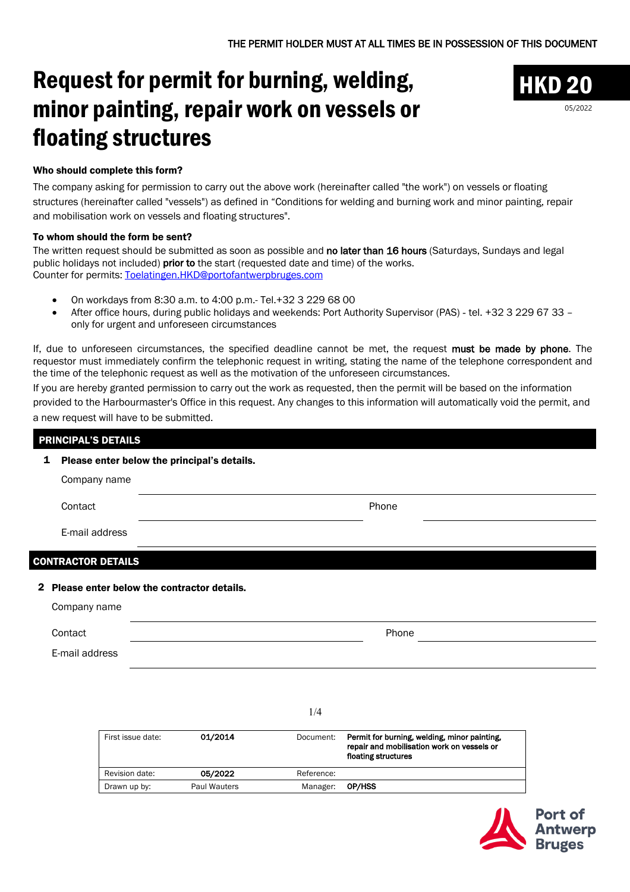THE PERMIT HOLDER MUST AT ALL TIMES BE IN POSSESSION OF THIS DOCUMENT

# Request for permit for burning, welding, minor painting, repair work on vessels or floating structures

**HKD 20**

05/2022

**Who should complete this form?**

The company asking for permission to carry out the above work (hereinafter called "the work") on vessels or floating structures (hereinafter called "vessels") as defined in “Conditions for welding and burning work and minor painting, repair and mobilisation work on vessels and floating structures".

**To whom should the form be sent?**

The written request should be submitted as soon as possible and **no later than 16 hours** (Saturdays, Sundays and legal public holidays not included) **prior to** the start (requested date and time) of the works.
Counter for permits: Toelatingen.HKD@portofantwerpbruges.com

- On workdays from 8:30 a.m. to 4:00 p.m.- Tel.+32 3 229 68 00
- After office hours, during public holidays and weekends: Port Authority Supervisor (PAS) - tel. +32 3 229 67 33 – only for urgent and unforeseen circumstances

If, due to unforeseen circumstances, the specified deadline cannot be met, the request **must be made by phone**. The requestor must immediately confirm the telephonic request in writing, stating the name of the telephone correspondent and the time of the telephonic request as well as the motivation of the unforeseen circumstances.
If you are hereby granted permission to carry out the work as requested, then the permit will be based on the information provided to the Harbourmaster's Office in this request. Any changes to this information will automatically void the permit, and a new request will have to be submitted.

## PRINCIPAL'S DETAILS

**1 Please enter below the principal's details.**

Company name ______________________________

Contact ______________________________ Phone ______________________________

E-mail address ______________________________

## CONTRACTOR DETAILS

**2 Please enter below the contractor details.**

Company name ______________________________

Contact ______________________________ Phone ______________________________

E-mail address ______________________________

| First issue date: | 01/2014 | Document: | Permit for burning, welding, minor painting, repair and mobilisation work on vessels or floating structures |
|---|---|---|---|
| Revision date: | 05/2022 | Reference: | |
| Drawn up by: | Paul Wauters | Manager: | OP/HSS |

Port of Antwerp Bruges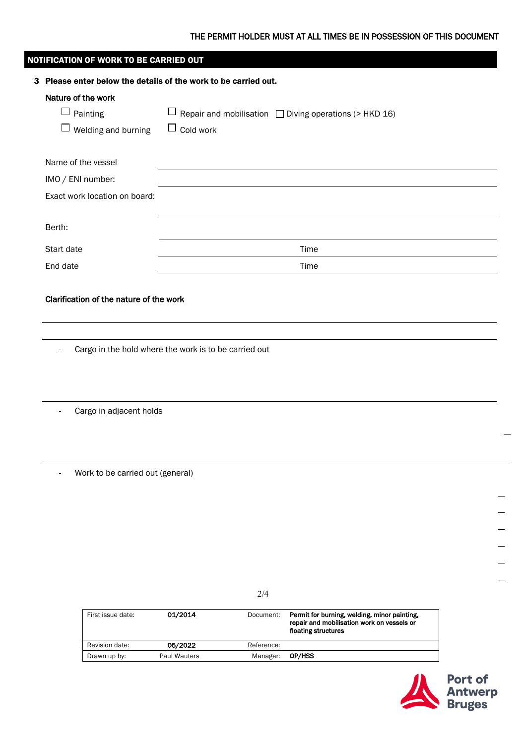THE PERMIT HOLDER MUST AT ALL TIMES BE IN POSSESSION OF THIS DOCUMENT

## NOTIFICATION OF WORK TO BE CARRIED OUT

**3 Please enter below the details of the work to be carried out.**

Nature of the work

- ☐ Painting
- ☐ Welding and burning
- ☐ Repair and mobilisation
- ☐ Cold work
- ☐ Diving operations (> HKD 16)

Name of the vessel ______________________________

IMO / ENI number: ______________________________

Exact work location on board: ______________________________

Berth: ______________________________

Start date ______________________________ Time ______________________________

End date ______________________________ Time ______________________________

**Clarification of the nature of the work**

______________________________

______________________________

- Cargo in the hold where the work is to be carried out

______________________________

- Cargo in adjacent holds

______________________________

- Work to be carried out (general)

| First issue date: | 01/2014 | Document: | Permit for burning, welding, minor painting, repair and mobilisation work on vessels or floating structures |
|---|---|---|---|
| Revision date: | 05/2022 | Reference: | |
| Drawn up by: | Paul Wauters | Manager: | OP/HSS |

Port of Antwerp Bruges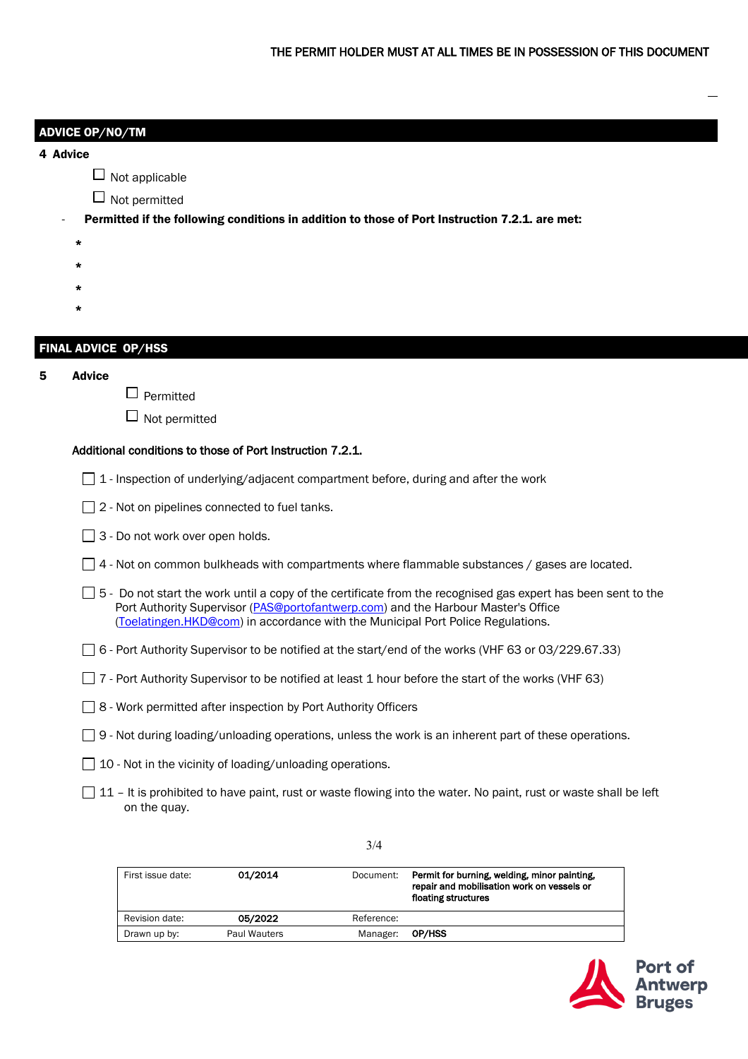THE PERMIT HOLDER MUST AT ALL TIMES BE IN POSSESSION OF THIS DOCUMENT

## ADVICE OP/NO/TM

**4 Advice**

☐ Not applicable

☐ Not permitted

- **Permitted if the following conditions in addition to those of Port Instruction 7.2.1. are met:**

*

*

*

*

## FINAL ADVICE OP/HSS

**5 Advice**

☐ Permitted

☐ Not permitted

Additional conditions to those of Port Instruction 7.2.1.

☐ 1 - Inspection of underlying/adjacent compartment before, during and after the work

☐ 2 - Not on pipelines connected to fuel tanks.

☐ 3 - Do not work over open holds.

☐ 4 - Not on common bulkheads with compartments where flammable substances / gases are located.

☐ 5 - Do not start the work until a copy of the certificate from the recognised gas expert has been sent to the Port Authority Supervisor (PAS@portofantwerp.com) and the Harbour Master's Office (Toelatingen.HKD@com) in accordance with the Municipal Port Police Regulations.

☐ 6 - Port Authority Supervisor to be notified at the start/end of the works (VHF 63 or 03/229.67.33)

☐ 7 - Port Authority Supervisor to be notified at least 1 hour before the start of the works (VHF 63)

☐ 8 - Work permitted after inspection by Port Authority Officers

☐ 9 - Not during loading/unloading operations, unless the work is an inherent part of these operations.

☐ 10 - Not in the vicinity of loading/unloading operations.

☐ 11 – It is prohibited to have paint, rust or waste flowing into the water. No paint, rust or waste shall be left on the quay.

| First issue date: | 01/2014 | Document: | Permit for burning, welding, minor painting, repair and mobilisation work on vessels or floating structures |
|---|---|---|---|
| Revision date: | 05/2022 | Reference: | |
| Drawn up by: | Paul Wauters | Manager: | OP/HSS |

Port of Antwerp Bruges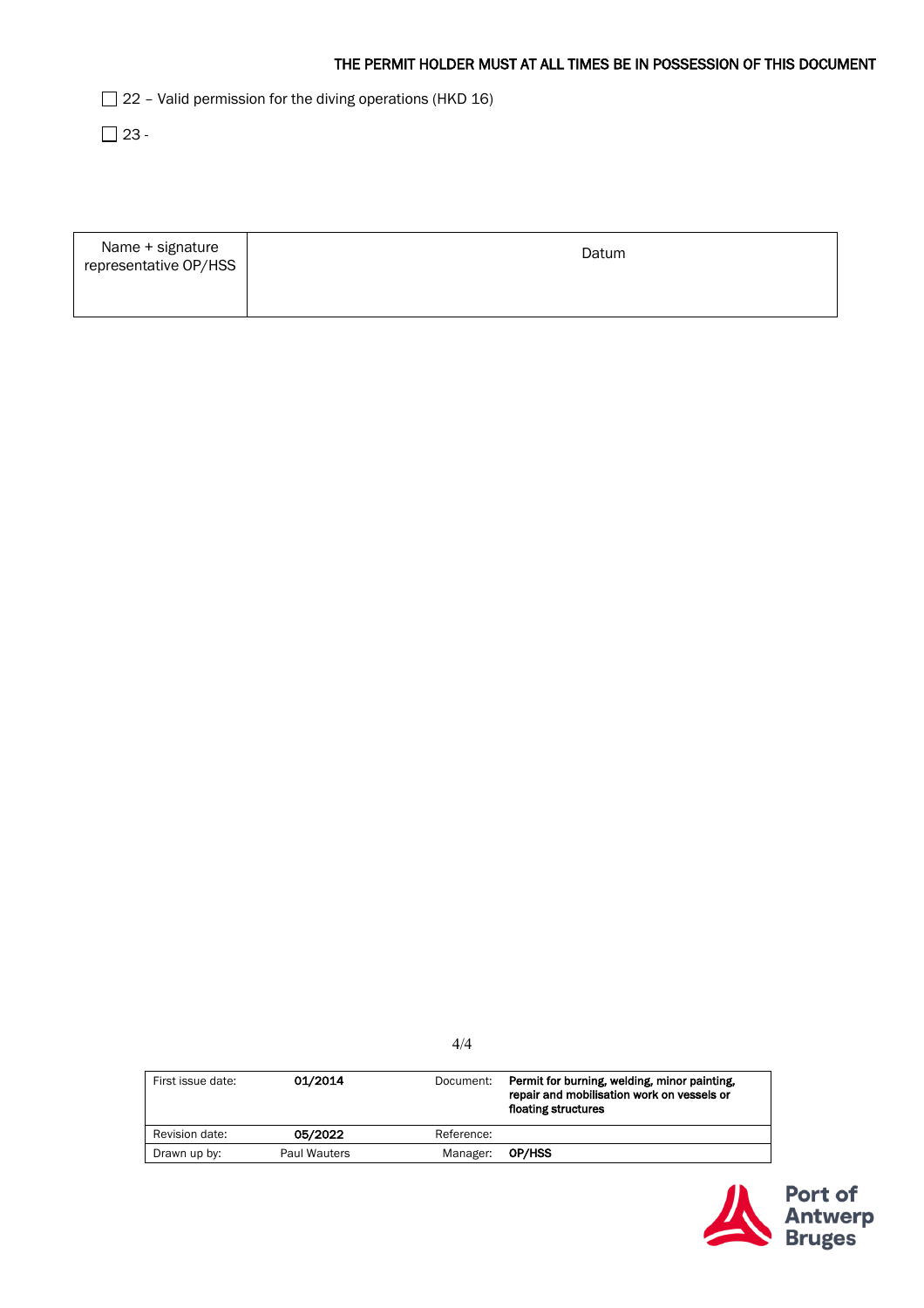☐ 22 – Valid permission for the diving operations (HKD 16)

☐ 23 -

| | |
|---|---|
| Name + signature representative OP/HSS | Datum |

| | | | |
|---|---|---|---|
| First issue date: | 01/2014 | Document: | Permit for burning, welding, minor painting, repair and mobilisation work on vessels or floating structures |
| Revision date: | 05/2022 | Reference: | |
| Drawn up by: | Paul Wauters | Manager: | OP/HSS |